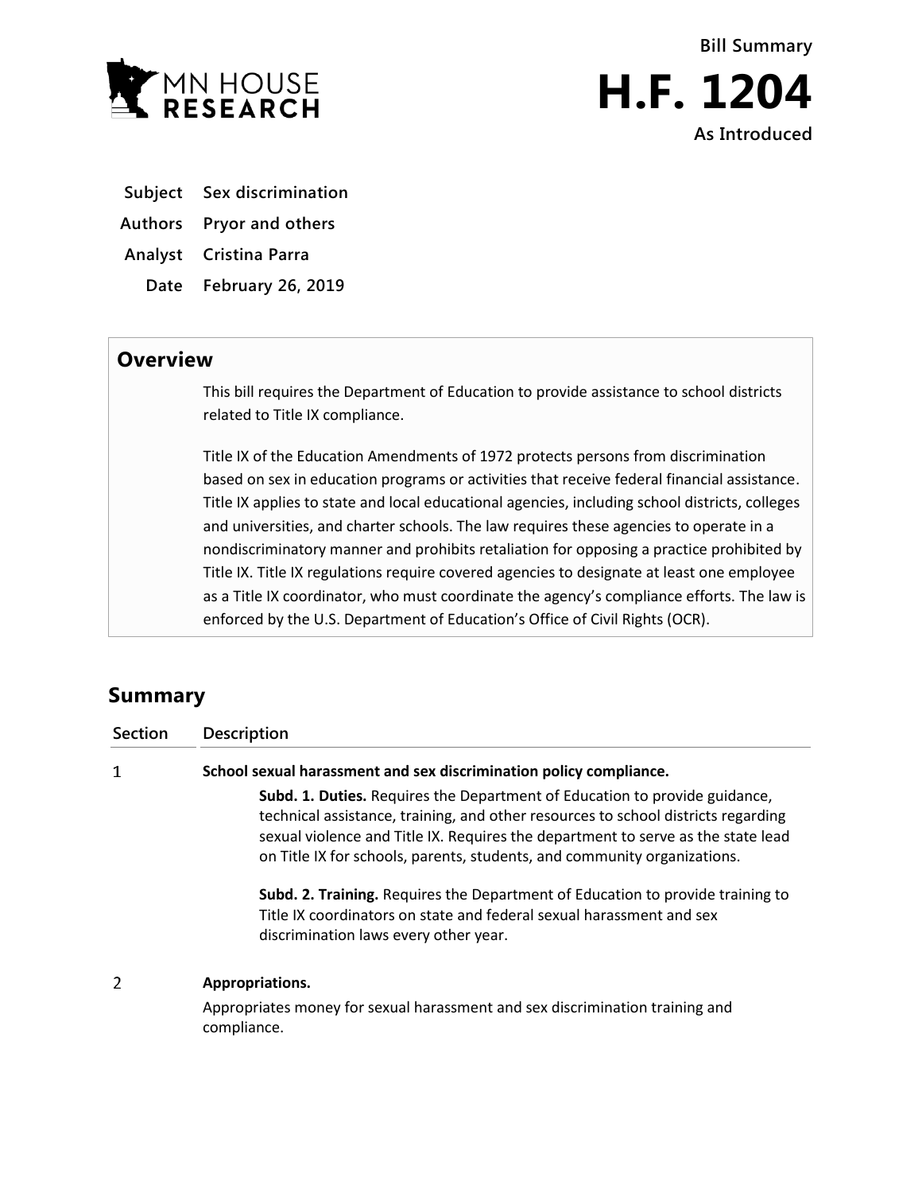MN HOUSE RESEARCH

**Bill Summary**

# H.F. 1204

**As Introduced**

| | |
|---|---|
| **Subject** | **Sex discrimination** |
| **Authors** | **Pryor and others** |
| **Analyst** | **Cristina Parra** |
| **Date** | **February 26, 2019** |

## Overview

This bill requires the Department of Education to provide assistance to school districts related to Title IX compliance.

Title IX of the Education Amendments of 1972 protects persons from discrimination based on sex in education programs or activities that receive federal financial assistance. Title IX applies to state and local educational agencies, including school districts, colleges and universities, and charter schools. The law requires these agencies to operate in a nondiscriminatory manner and prohibits retaliation for opposing a practice prohibited by Title IX. Title IX regulations require covered agencies to designate at least one employee as a Title IX coordinator, who must coordinate the agency's compliance efforts. The law is enforced by the U.S. Department of Education's Office of Civil Rights (OCR).

## Summary

| Section | Description |
|---|---|
| 1 | **School sexual harassment and sex discrimination policy compliance.**<br>**Subd. 1. Duties.** Requires the Department of Education to provide guidance, technical assistance, training, and other resources to school districts regarding sexual violence and Title IX. Requires the department to serve as the state lead on Title IX for schools, parents, students, and community organizations.<br>**Subd. 2. Training.** Requires the Department of Education to provide training to Title IX coordinators on state and federal sexual harassment and sex discrimination laws every other year. |
| 2 | **Appropriations.**<br>Appropriates money for sexual harassment and sex discrimination training and compliance. |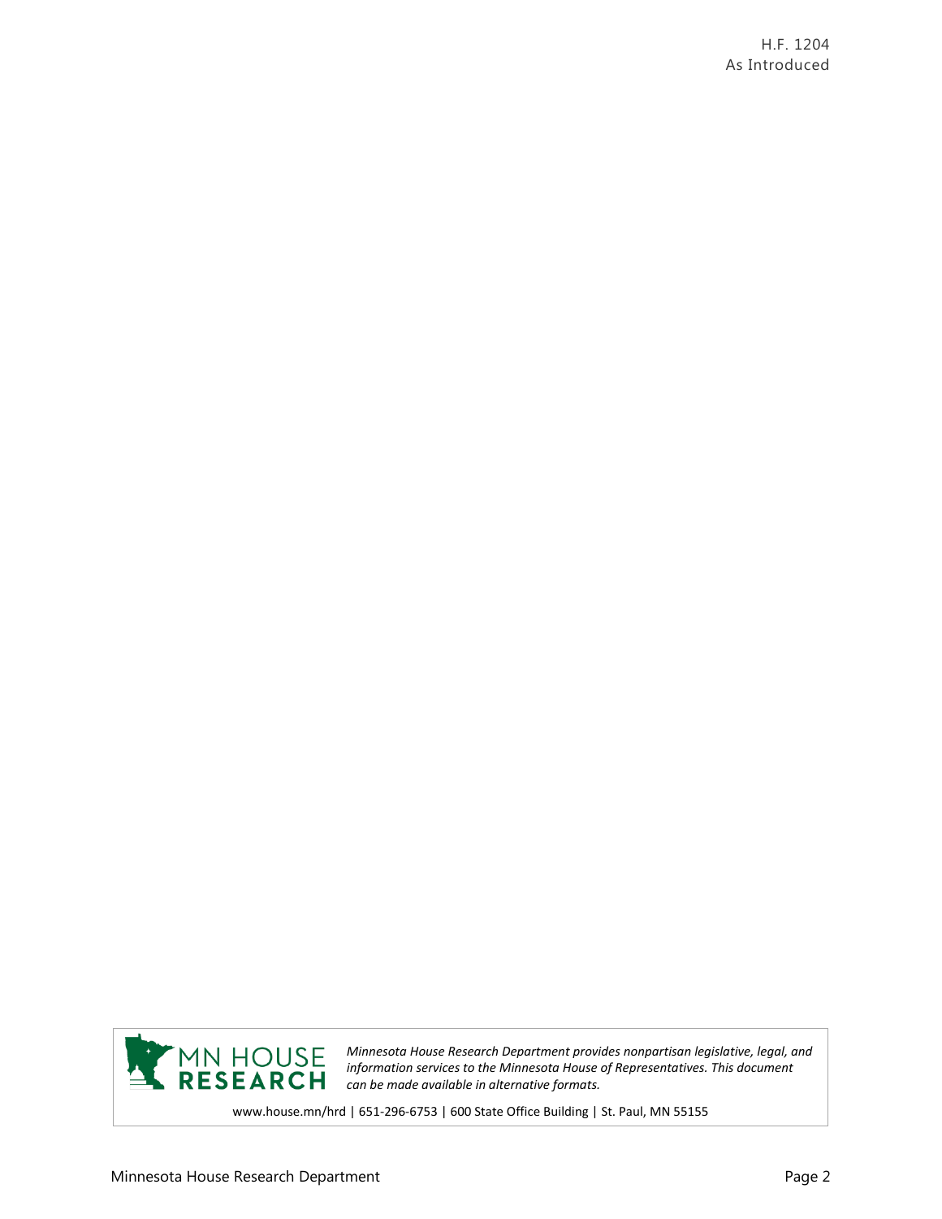*Minnesota House Research Department provides nonpartisan legislative, legal, and information services to the Minnesota House of Representatives. This document can be made available in alternative formats.*

www.house.mn/hrd | 651-296-6753 | 600 State Office Building | St. Paul, MN 55155